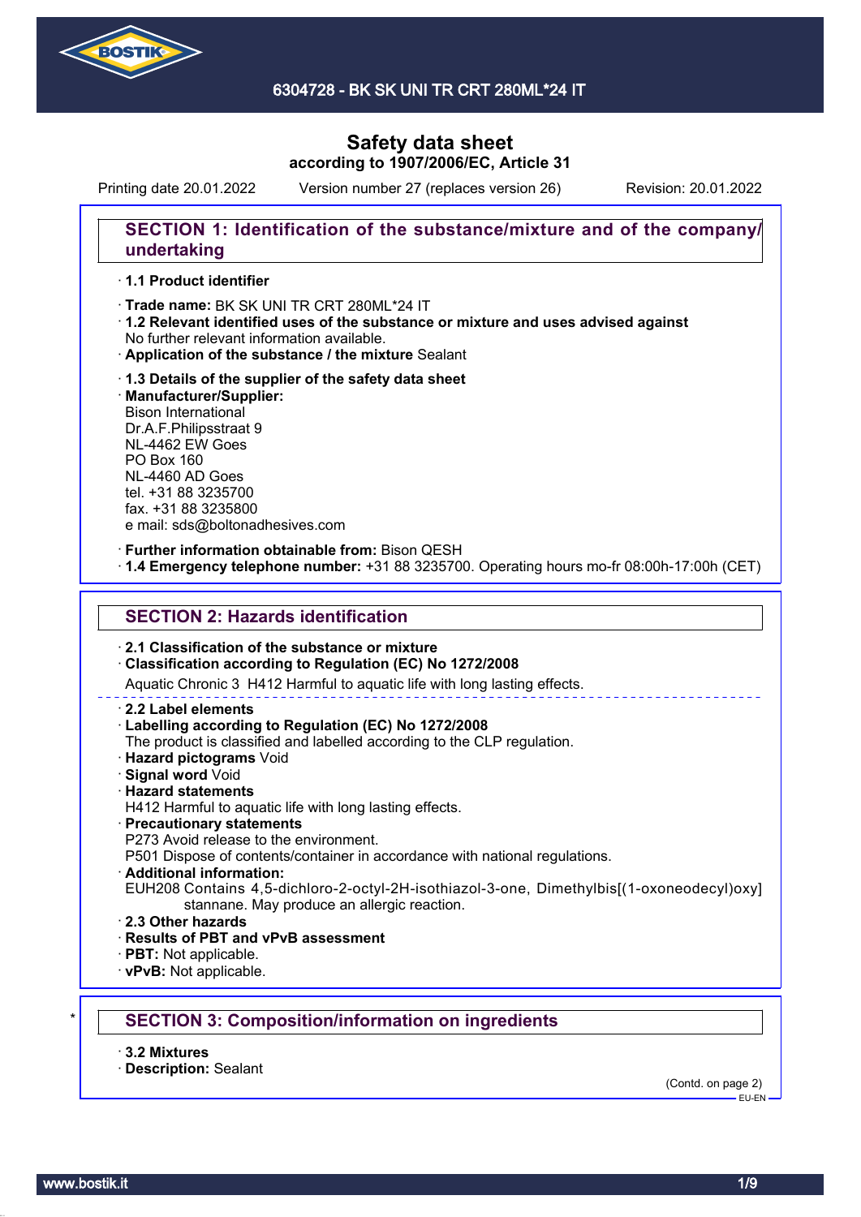6304728 - BK SK UNI TR CRT 280ML*24 IT

# Safety data sheet

**according to 1907/2006/EC, Article 31**

Printing date 20.01.2022 Version number 27 (replaces version 26) Revision: 20.01.2022

## SECTION 1: Identification of the substance/mixture and of the company/undertaking

· **1.1 Product identifier**

· **Trade name:** BK SK UNI TR CRT 280ML*24 IT

· **1.2 Relevant identified uses of the substance or mixture and uses advised against**
No further relevant information available.

· **Application of the substance / the mixture** Sealant

· **1.3 Details of the supplier of the safety data sheet**

· **Manufacturer/Supplier:**
Bison International
Dr.A.F.Philipsstraat 9
NL-4462 EW Goes
PO Box 160
NL-4460 AD Goes
tel. +31 88 3235700
fax. +31 88 3235800
e mail: sds@boltonadhesives.com

· **Further information obtainable from:** Bison QESH

· **1.4 Emergency telephone number:** +31 88 3235700. Operating hours mo-fr 08:00h-17:00h (CET)

## SECTION 2: Hazards identification

· **2.1 Classification of the substance or mixture**

· **Classification according to Regulation (EC) No 1272/2008**

Aquatic Chronic 3 H412 Harmful to aquatic life with long lasting effects.

· **2.2 Label elements**

· **Labelling according to Regulation (EC) No 1272/2008**
The product is classified and labelled according to the CLP regulation.

· **Hazard pictograms** Void

· **Signal word** Void

· **Hazard statements**
H412 Harmful to aquatic life with long lasting effects.

· **Precautionary statements**
P273 Avoid release to the environment.
P501 Dispose of contents/container in accordance with national regulations.

· **Additional information:**
EUH208 Contains 4,5-dichloro-2-octyl-2H-isothiazol-3-one, Dimethylbis[(1-oxoneodecyl)oxy] stannane. May produce an allergic reaction.

· **2.3 Other hazards**

· **Results of PBT and vPvB assessment**

· **PBT:** Not applicable.

· **vPvB:** Not applicable.

## * SECTION 3: Composition/information on ingredients

· **3.2 Mixtures**

· **Description:** Sealant

(Contd. on page 2)

EU-EN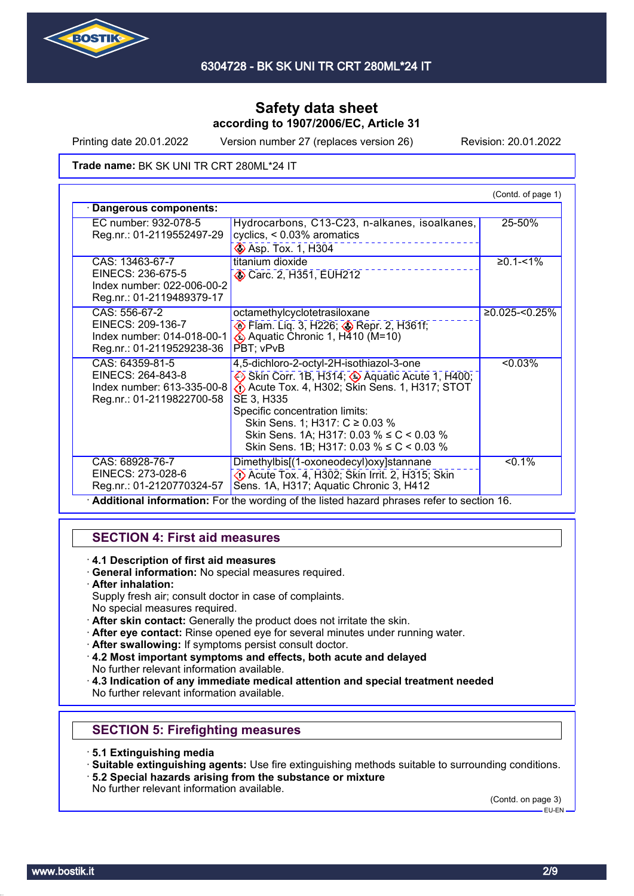# Safety data sheet
**according to 1907/2006/EC, Article 31**

Printing date 20.01.2022 Version number 27 (replaces version 26) Revision: 20.01.2022

**Trade name:** BK SK UNI TR CRT 280ML*24 IT

(Contd. of page 1)

· **Dangerous components:**

| | | |
|---|---|---|
| EC number: 932-078-5<br>Reg.nr.: 01-2119552497-29 | Hydrocarbons, C13-C23, n-alkanes, isoalkanes, cyclics, < 0.03% aromatics<br>Asp. Tox. 1, H304 | 25-50% |
| CAS: 13463-67-7<br>EINECS: 236-675-5<br>Index number: 022-006-00-2<br>Reg.nr.: 01-2119489379-17 | titanium dioxide<br>Carc. 2, H351, EUH212 | ≥0.1-<1% |
| CAS: 556-67-2<br>EINECS: 209-136-7<br>Index number: 014-018-00-1<br>Reg.nr.: 01-2119529238-36 | octamethylcyclotetrasiloxane<br>Flam. Liq. 3, H226; Repr. 2, H361f; Aquatic Chronic 1, H410 (M=10)<br>PBT; vPvB | ≥0.025-<0.25% |
| CAS: 64359-81-5<br>EINECS: 264-843-8<br>Index number: 613-335-00-8<br>Reg.nr.: 01-2119822700-58 | 4,5-dichloro-2-octyl-2H-isothiazol-3-one<br>Skin Corr. 1B, H314; Aquatic Acute 1, H400; Acute Tox. 4, H302; Skin Sens. 1, H317; STOT SE 3, H335<br>Specific concentration limits:<br>Skin Sens. 1; H317: C ≥ 0.03 %<br>Skin Sens. 1A; H317: 0.03 % ≤ C < 0.03 %<br>Skin Sens. 1B; H317: 0.03 % ≤ C < 0.03 % | <0.03% |
| CAS: 68928-76-7<br>EINECS: 273-028-6<br>Reg.nr.: 01-2120770324-57 | Dimethylbis[(1-oxoneodecyl)oxy]stannane<br>Acute Tox. 4, H302; Skin Irrit. 2, H315; Skin Sens. 1A, H317; Aquatic Chronic 3, H412 | <0.1% |

· **Additional information:** For the wording of the listed hazard phrases refer to section 16.

## SECTION 4: First aid measures

· **4.1 Description of first aid measures**
· **General information:** No special measures required.
· **After inhalation:**
Supply fresh air; consult doctor in case of complaints.
No special measures required.
· **After skin contact:** Generally the product does not irritate the skin.
· **After eye contact:** Rinse opened eye for several minutes under running water.
· **After swallowing:** If symptoms persist consult doctor.
· **4.2 Most important symptoms and effects, both acute and delayed**
No further relevant information available.
· **4.3 Indication of any immediate medical attention and special treatment needed**
No further relevant information available.

## SECTION 5: Firefighting measures

· **5.1 Extinguishing media**
· **Suitable extinguishing agents:** Use fire extinguishing methods suitable to surrounding conditions.
· **5.2 Special hazards arising from the substance or mixture**
No further relevant information available.

(Contd. on page 3)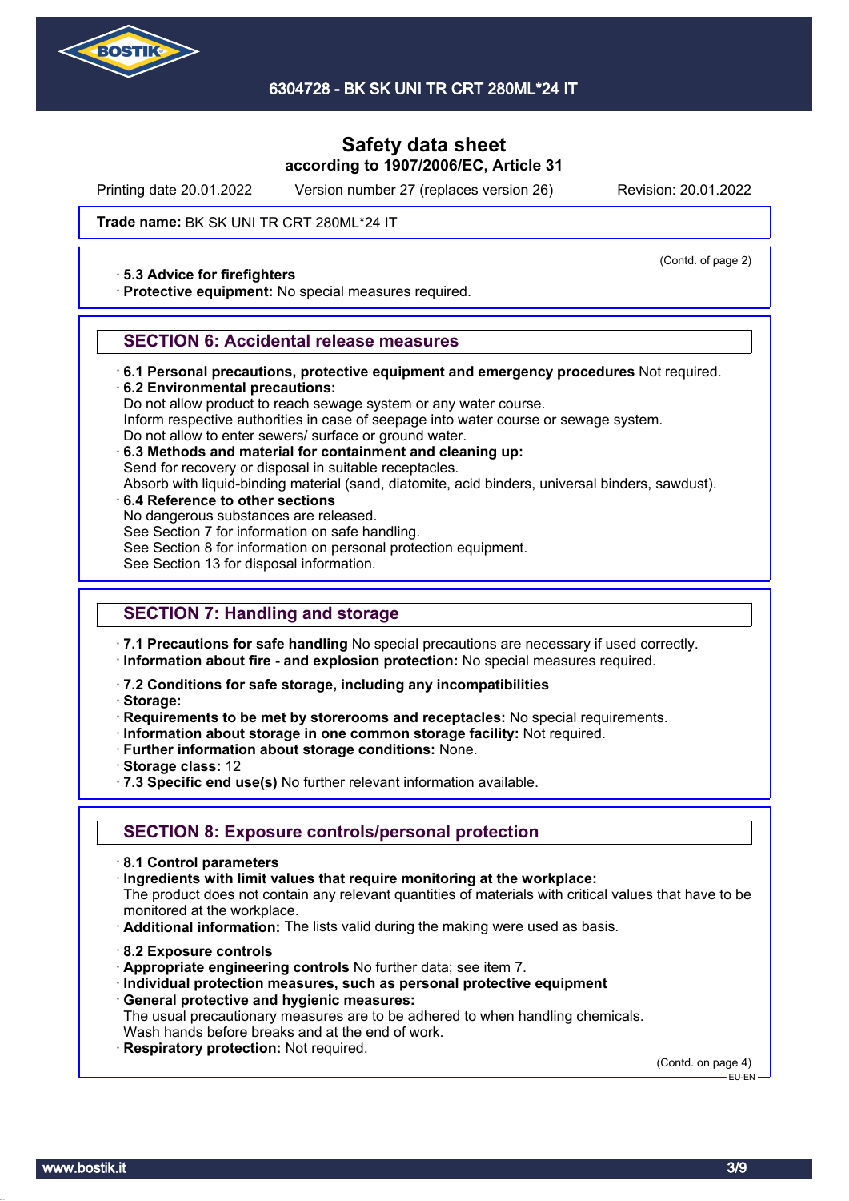Trade name: **BK SK UNI TR CRT 280ML*24 IT**

(Contd. of page 2)

· **5.3 Advice for firefighters**
· **Protective equipment:** No special measures required.

## SECTION 6: Accidental release measures

· **6.1 Personal precautions, protective equipment and emergency procedures** Not required.
· **6.2 Environmental precautions:**
Do not allow product to reach sewage system or any water course.
Inform respective authorities in case of seepage into water course or sewage system.
Do not allow to enter sewers/ surface or ground water.
· **6.3 Methods and material for containment and cleaning up:**
Send for recovery or disposal in suitable receptacles.
Absorb with liquid-binding material (sand, diatomite, acid binders, universal binders, sawdust).
· **6.4 Reference to other sections**
No dangerous substances are released.
See Section 7 for information on safe handling.
See Section 8 for information on personal protection equipment.
See Section 13 for disposal information.

## SECTION 7: Handling and storage

· **7.1 Precautions for safe handling** No special precautions are necessary if used correctly.
· **Information about fire - and explosion protection:** No special measures required.

· **7.2 Conditions for safe storage, including any incompatibilities**
· **Storage:**
· **Requirements to be met by storerooms and receptacles:** No special requirements.
· **Information about storage in one common storage facility:** Not required.
· **Further information about storage conditions:** None.
· **Storage class:** 12
· **7.3 Specific end use(s)** No further relevant information available.

## SECTION 8: Exposure controls/personal protection

· **8.1 Control parameters**
· **Ingredients with limit values that require monitoring at the workplace:**
The product does not contain any relevant quantities of materials with critical values that have to be monitored at the workplace.
· **Additional information:** The lists valid during the making were used as basis.

· **8.2 Exposure controls**
· **Appropriate engineering controls** No further data; see item 7.
· **Individual protection measures, such as personal protective equipment**
· **General protective and hygienic measures:**
The usual precautionary measures are to be adhered to when handling chemicals.
Wash hands before breaks and at the end of work.
· **Respiratory protection:** Not required.

(Contd. on page 4)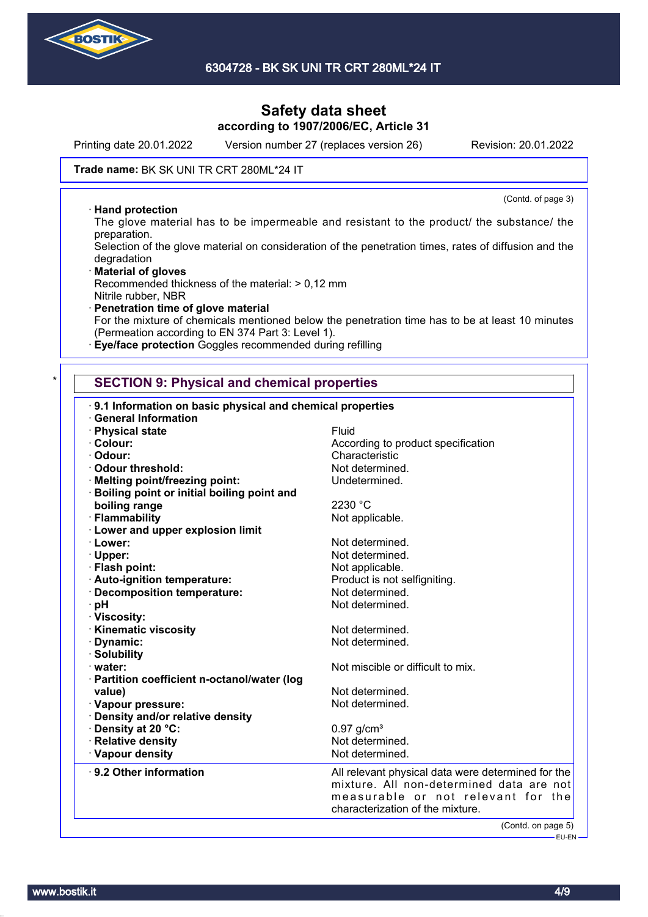Safety data sheet
according to 1907/2006/EC, Article 31

Printing date 20.01.2022 Version number 27 (replaces version 26) Revision: 20.01.2022

**Trade name:** BK SK UNI TR CRT 280ML*24 IT

(Contd. of page 3)

· **Hand protection**
The glove material has to be impermeable and resistant to the product/ the substance/ the preparation.
Selection of the glove material on consideration of the penetration times, rates of diffusion and the degradation

· **Material of gloves**
Recommended thickness of the material: > 0,12 mm
Nitrile rubber, NBR

· **Penetration time of glove material**
For the mixture of chemicals mentioned below the penetration time has to be at least 10 minutes (Permeation according to EN 374 Part 3: Level 1).

· **Eye/face protection** Goggles recommended during refilling

*

## SECTION 9: Physical and chemical properties

· **9.1 Information on basic physical and chemical properties**

· **General Information**

| Property | Value |
|---|---|
| · **Physical state** | Fluid |
| · **Colour:** | According to product specification |
| · **Odour:** | Characteristic |
| · **Odour threshold:** | Not determined. |
| · **Melting point/freezing point:** | Undetermined. |
| · **Boiling point or initial boiling point and boiling range** | 2230 °C |
| · **Flammability** | Not applicable. |
| · **Lower and upper explosion limit** | |
| · **Lower:** | Not determined. |
| · **Upper:** | Not determined. |
| · **Flash point:** | Not applicable. |
| · **Auto-ignition temperature:** | Product is not selfigniting. |
| · **Decomposition temperature:** | Not determined. |
| · **pH** | Not determined. |
| · **Viscosity:** | |
| · **Kinematic viscosity** | Not determined. |
| · **Dynamic:** | Not determined. |
| · **Solubility** | |
| · **water:** | Not miscible or difficult to mix. |
| · **Partition coefficient n-octanol/water (log value)** | Not determined. |
| · **Vapour pressure:** | Not determined. |
| · **Density and/or relative density** | |
| · **Density at 20 °C:** | 0.97 g/cm³ |
| · **Relative density** | Not determined. |
| · **Vapour density** | Not determined. |
| · **9.2 Other information** | All relevant physical data were determined for the mixture. All non-determined data are not measurable or not relevant for the characterization of the mixture. |

(Contd. on page 5)

EU-EN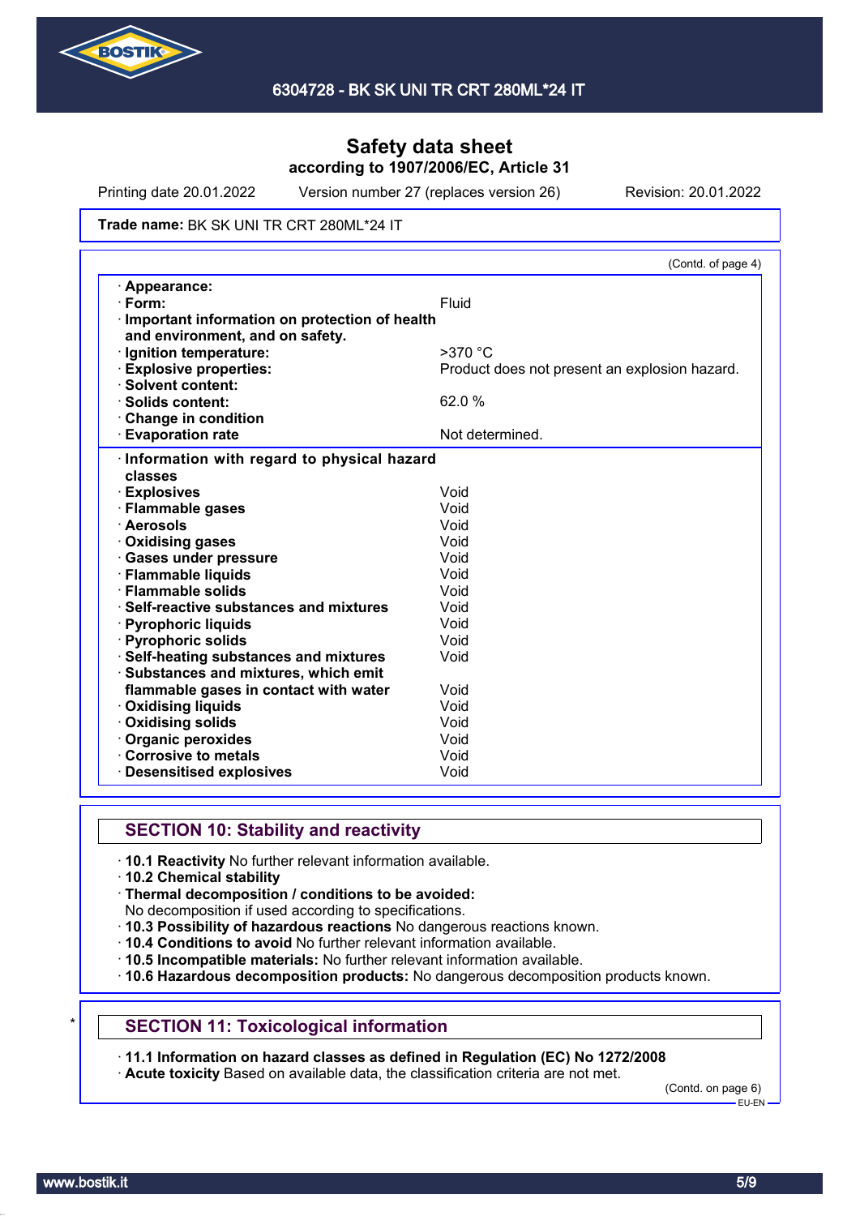# Safety data sheet
**according to 1907/2006/EC, Article 31**

Printing date 20.01.2022 Version number 27 (replaces version 26) Revision: 20.01.2022

**Trade name:** BK SK UNI TR CRT 280ML*24 IT

(Contd. of page 4)

| | |
|---|---|
| · **Appearance:** | |
| · **Form:** | Fluid |
| · **Important information on protection of health and environment, and on safety.** | |
| · **Ignition temperature:** | >370 °C |
| · **Explosive properties:** | Product does not present an explosion hazard. |
| · **Solvent content:** | |
| · **Solids content:** | 62.0 % |
| · **Change in condition** | |
| · **Evaporation rate** | Not determined. |

| | |
|---|---|
| · **Information with regard to physical hazard classes** | |
| · **Explosives** | Void |
| · **Flammable gases** | Void |
| · **Aerosols** | Void |
| · **Oxidising gases** | Void |
| · **Gases under pressure** | Void |
| · **Flammable liquids** | Void |
| · **Flammable solids** | Void |
| · **Self-reactive substances and mixtures** | Void |
| · **Pyrophoric liquids** | Void |
| · **Pyrophoric solids** | Void |
| · **Self-heating substances and mixtures** | Void |
| · **Substances and mixtures, which emit flammable gases in contact with water** | Void |
| · **Oxidising liquids** | Void |
| · **Oxidising solids** | Void |
| · **Organic peroxides** | Void |
| · **Corrosive to metals** | Void |
| · **Desensitised explosives** | Void |

## SECTION 10: Stability and reactivity

· **10.1 Reactivity** No further relevant information available.
· **10.2 Chemical stability**
· **Thermal decomposition / conditions to be avoided:**
No decomposition if used according to specifications.
· **10.3 Possibility of hazardous reactions** No dangerous reactions known.
· **10.4 Conditions to avoid** No further relevant information available.
· **10.5 Incompatible materials:** No further relevant information available.
· **10.6 Hazardous decomposition products:** No dangerous decomposition products known.

## * SECTION 11: Toxicological information

· **11.1 Information on hazard classes as defined in Regulation (EC) No 1272/2008**
· **Acute toxicity** Based on available data, the classification criteria are not met.

(Contd. on page 6)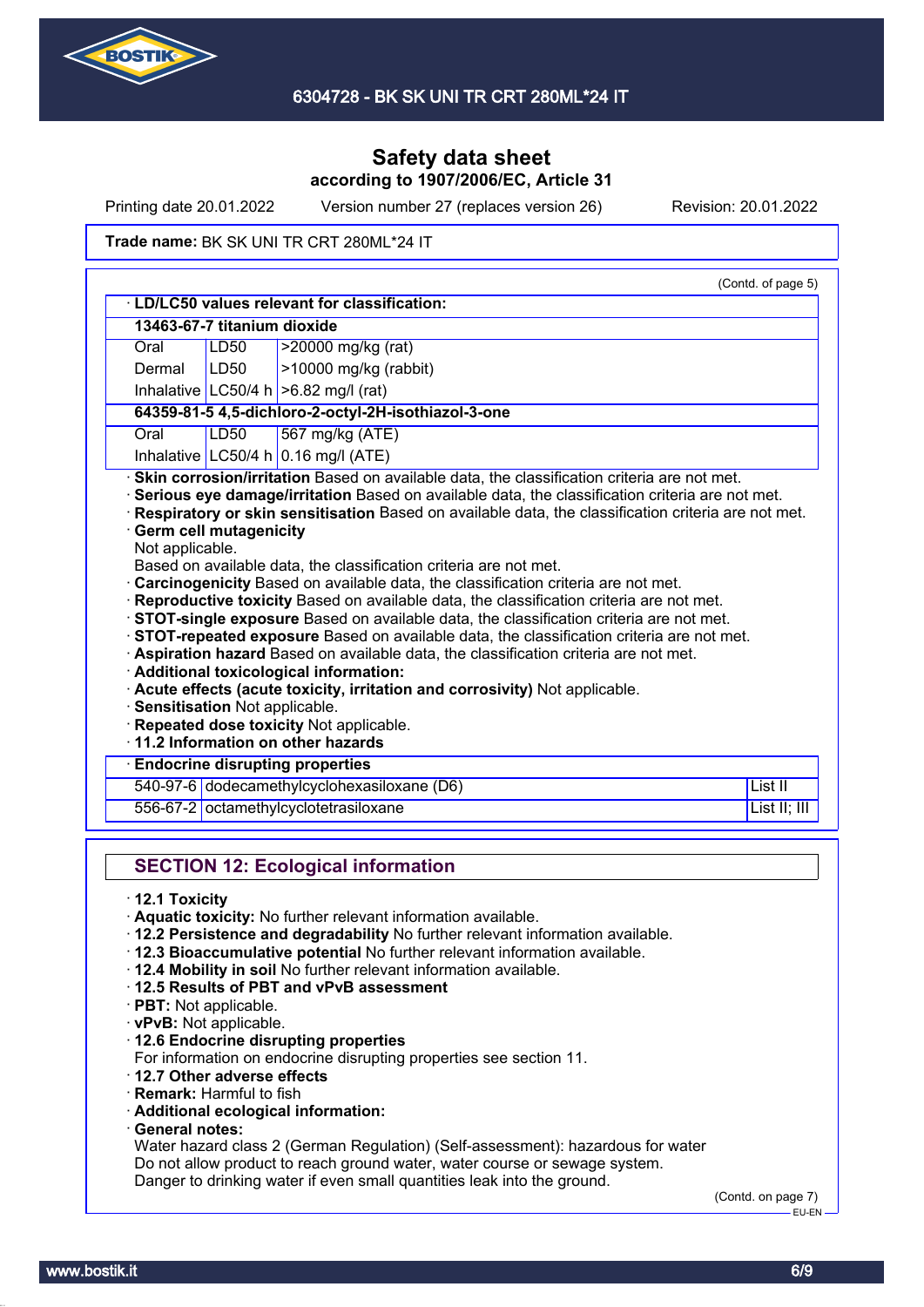Trade name: BK SK UNI TR CRT 280ML*24 IT

(Contd. of page 5)

· **LD/LC50 values relevant for classification:**

| | | |
|---|---|---|
| **13463-67-7 titanium dioxide** | | |
| Oral | LD50 | >20000 mg/kg (rat) |
| Dermal | LD50 | >10000 mg/kg (rabbit) |
| Inhalative | LC50/4 h | >6.82 mg/l (rat) |
| **64359-81-5 4,5-dichloro-2-octyl-2H-isothiazol-3-one** | | |
| Oral | LD50 | 567 mg/kg (ATE) |
| Inhalative | LC50/4 h | 0.16 mg/l (ATE) |

· **Skin corrosion/irritation** Based on available data, the classification criteria are not met.
· **Serious eye damage/irritation** Based on available data, the classification criteria are not met.
· **Respiratory or skin sensitisation** Based on available data, the classification criteria are not met.
· **Germ cell mutagenicity**
Not applicable.
Based on available data, the classification criteria are not met.
· **Carcinogenicity** Based on available data, the classification criteria are not met.
· **Reproductive toxicity** Based on available data, the classification criteria are not met.
· **STOT-single exposure** Based on available data, the classification criteria are not met.
· **STOT-repeated exposure** Based on available data, the classification criteria are not met.
· **Aspiration hazard** Based on available data, the classification criteria are not met.
· **Additional toxicological information:**
· **Acute effects (acute toxicity, irritation and corrosivity)** Not applicable.
· **Sensitisation** Not applicable.
· **Repeated dose toxicity** Not applicable.
· **11.2 Information on other hazards**

| · **Endocrine disrupting properties** | | |
|---|---|---|
| 540-97-6 | dodecamethylcyclohexasiloxane (D6) | List II |
| 556-67-2 | octamethylcyclotetrasiloxane | List II; III |

## SECTION 12: Ecological information

· **12.1 Toxicity**
· **Aquatic toxicity:** No further relevant information available.
· **12.2 Persistence and degradability** No further relevant information available.
· **12.3 Bioaccumulative potential** No further relevant information available.
· **12.4 Mobility in soil** No further relevant information available.
· **12.5 Results of PBT and vPvB assessment**
· **PBT:** Not applicable.
· **vPvB:** Not applicable.
· **12.6 Endocrine disrupting properties**
For information on endocrine disrupting properties see section 11.
· **12.7 Other adverse effects**
· **Remark:** Harmful to fish
· **Additional ecological information:**
· **General notes:**
Water hazard class 2 (German Regulation) (Self-assessment): hazardous for water
Do not allow product to reach ground water, water course or sewage system.
Danger to drinking water if even small quantities leak into the ground.

(Contd. on page 7)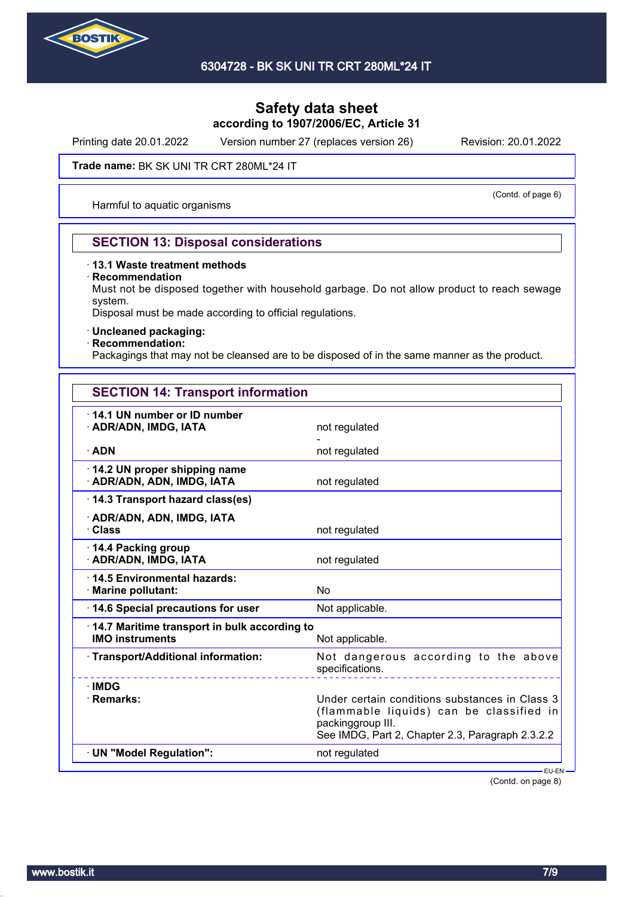Trade name: BK SK UNI TR CRT 280ML*24 IT

(Contd. of page 6)

Harmful to aquatic organisms

## SECTION 13: Disposal considerations

· **13.1 Waste treatment methods**
· **Recommendation**
Must not be disposed together with household garbage. Do not allow product to reach sewage system.
Disposal must be made according to official regulations.

· **Uncleaned packaging:**
· **Recommendation:**
Packagings that may not be cleansed are to be disposed of in the same manner as the product.

## SECTION 14: Transport information

| | |
|---|---|
| · **14.1 UN number or ID number** | |
| · **ADR/ADN, IMDG, IATA** | not regulated<br>- |
| · **ADN** | not regulated |
| · **14.2 UN proper shipping name** | |
| · **ADR/ADN, ADN, IMDG, IATA** | not regulated |
| · **14.3 Transport hazard class(es)** | |
| · **ADR/ADN, ADN, IMDG, IATA** | |
| · **Class** | not regulated |
| · **14.4 Packing group** | |
| · **ADR/ADN, IMDG, IATA** | not regulated |
| · **14.5 Environmental hazards:** | |
| · **Marine pollutant:** | No |
| · **14.6 Special precautions for user** | Not applicable. |
| · **14.7 Maritime transport in bulk according to IMO instruments** | Not applicable. |
| · **Transport/Additional information:** | Not dangerous according to the above specifications. |
| · **IMDG** | |
| · **Remarks:** | Under certain conditions substances in Class 3 (flammable liquids) can be classified in packinggroup III.<br>See IMDG, Part 2, Chapter 2.3, Paragraph 2.3.2.2 |
| · **UN "Model Regulation":** | not regulated |

EU-EN

(Contd. on page 8)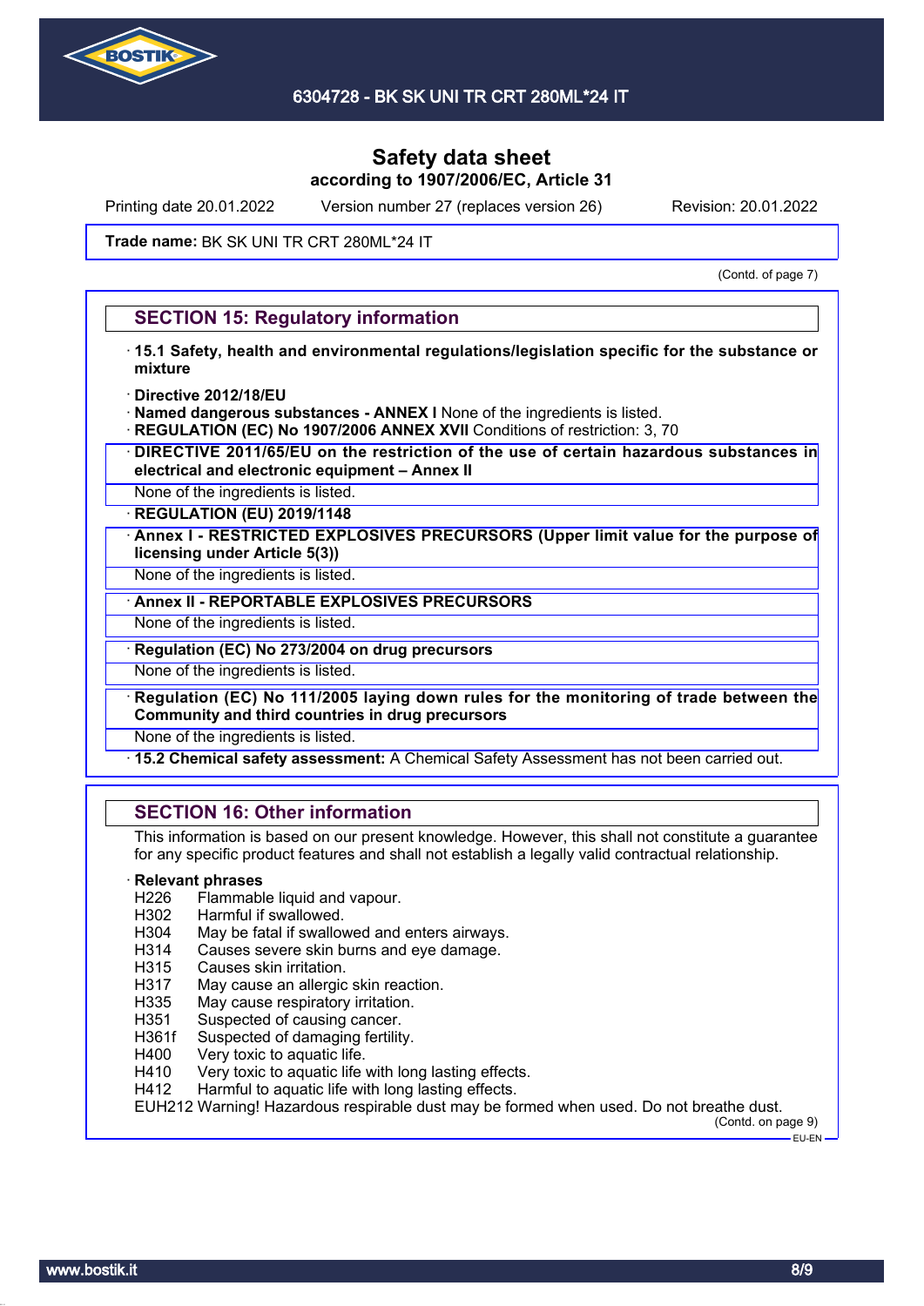# Safety data sheet
**according to 1907/2006/EC, Article 31**

Printing date 20.01.2022 Version number 27 (replaces version 26) Revision: 20.01.2022

**Trade name:** BK SK UNI TR CRT 280ML*24 IT

(Contd. of page 7)

## SECTION 15: Regulatory information

· **15.1 Safety, health and environmental regulations/legislation specific for the substance or mixture**

· **Directive 2012/18/EU**
· **Named dangerous substances - ANNEX I** None of the ingredients is listed.
· **REGULATION (EC) No 1907/2006 ANNEX XVII** Conditions of restriction: 3, 70
· **DIRECTIVE 2011/65/EU on the restriction of the use of certain hazardous substances in electrical and electronic equipment – Annex II**

None of the ingredients is listed.

· **REGULATION (EU) 2019/1148**
· **Annex I - RESTRICTED EXPLOSIVES PRECURSORS (Upper limit value for the purpose of licensing under Article 5(3))**

None of the ingredients is listed.

· **Annex II - REPORTABLE EXPLOSIVES PRECURSORS**

None of the ingredients is listed.

· **Regulation (EC) No 273/2004 on drug precursors**

None of the ingredients is listed.

· **Regulation (EC) No 111/2005 laying down rules for the monitoring of trade between the Community and third countries in drug precursors**

None of the ingredients is listed.

· **15.2 Chemical safety assessment:** A Chemical Safety Assessment has not been carried out.

## SECTION 16: Other information

This information is based on our present knowledge. However, this shall not constitute a guarantee for any specific product features and shall not establish a legally valid contractual relationship.

· **Relevant phrases**

H226 Flammable liquid and vapour.
H302 Harmful if swallowed.
H304 May be fatal if swallowed and enters airways.
H314 Causes severe skin burns and eye damage.
H315 Causes skin irritation.
H317 May cause an allergic skin reaction.
H335 May cause respiratory irritation.
H351 Suspected of causing cancer.
H361f Suspected of damaging fertility.
H400 Very toxic to aquatic life.
H410 Very toxic to aquatic life with long lasting effects.
H412 Harmful to aquatic life with long lasting effects.
EUH212 Warning! Hazardous respirable dust may be formed when used. Do not breathe dust.

(Contd. on page 9)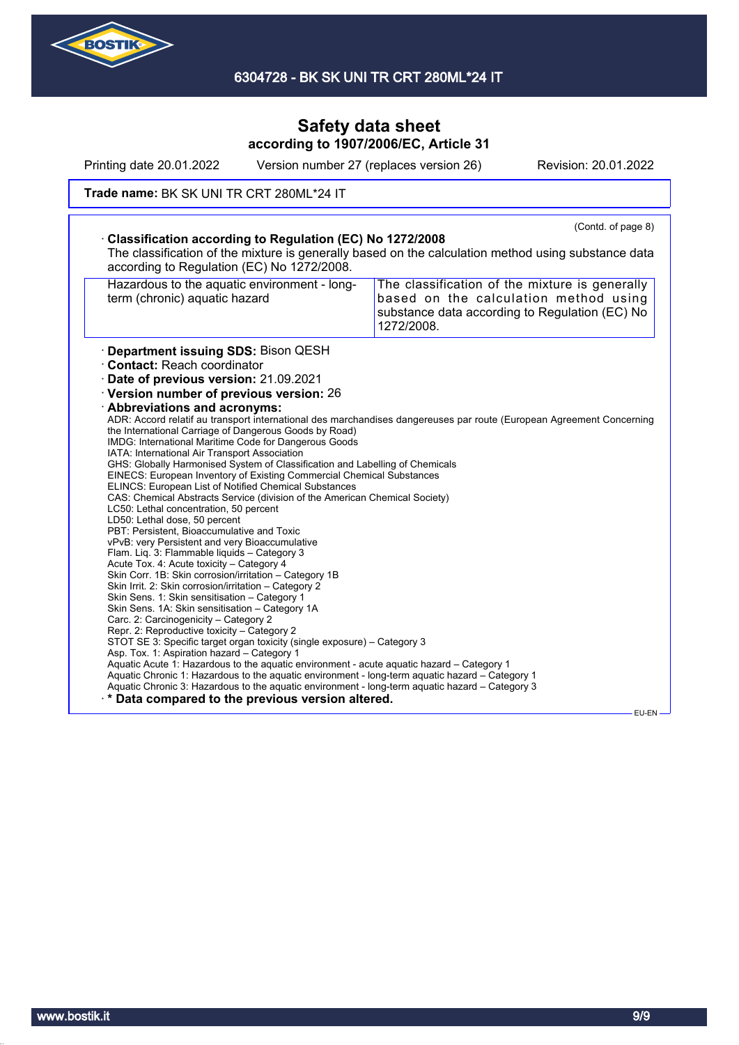# Safety data sheet
## according to 1907/2006/EC, Article 31

Printing date 20.01.2022 Version number 27 (replaces version 26) Revision: 20.01.2022

**Trade name:** BK SK UNI TR CRT 280ML*24 IT

(Contd. of page 8)

· **Classification according to Regulation (EC) No 1272/2008**
The classification of the mixture is generally based on the calculation method using substance data according to Regulation (EC) No 1272/2008.

| | |
|---|---|
| Hazardous to the aquatic environment - long-term (chronic) aquatic hazard | The classification of the mixture is generally based on the calculation method using substance data according to Regulation (EC) No 1272/2008. |

· **Department issuing SDS:** Bison QESH
· **Contact:** Reach coordinator
· **Date of previous version:** 21.09.2021
· **Version number of previous version:** 26
· **Abbreviations and acronyms:**
ADR: Accord relatif au transport international des marchandises dangereuses par route (European Agreement Concerning the International Carriage of Dangerous Goods by Road)
IMDG: International Maritime Code for Dangerous Goods
IATA: International Air Transport Association
GHS: Globally Harmonised System of Classification and Labelling of Chemicals
EINECS: European Inventory of Existing Commercial Chemical Substances
ELINCS: European List of Notified Chemical Substances
CAS: Chemical Abstracts Service (division of the American Chemical Society)
LC50: Lethal concentration, 50 percent
LD50: Lethal dose, 50 percent
PBT: Persistent, Bioaccumulative and Toxic
vPvB: very Persistent and very Bioaccumulative
Flam. Liq. 3: Flammable liquids – Category 3
Acute Tox. 4: Acute toxicity – Category 4
Skin Corr. 1B: Skin corrosion/irritation – Category 1B
Skin Irrit. 2: Skin corrosion/irritation – Category 2
Skin Sens. 1: Skin sensitisation – Category 1
Skin Sens. 1A: Skin sensitisation – Category 1A
Carc. 2: Carcinogenicity – Category 2
Repr. 2: Reproductive toxicity – Category 2
STOT SE 3: Specific target organ toxicity (single exposure) – Category 3
Asp. Tox. 1: Aspiration hazard – Category 1
Aquatic Acute 1: Hazardous to the aquatic environment - acute aquatic hazard – Category 1
Aquatic Chronic 1: Hazardous to the aquatic environment - long-term aquatic hazard – Category 1
Aquatic Chronic 3: Hazardous to the aquatic environment - long-term aquatic hazard – Category 3
· **\* Data compared to the previous version altered.**

EU-EN